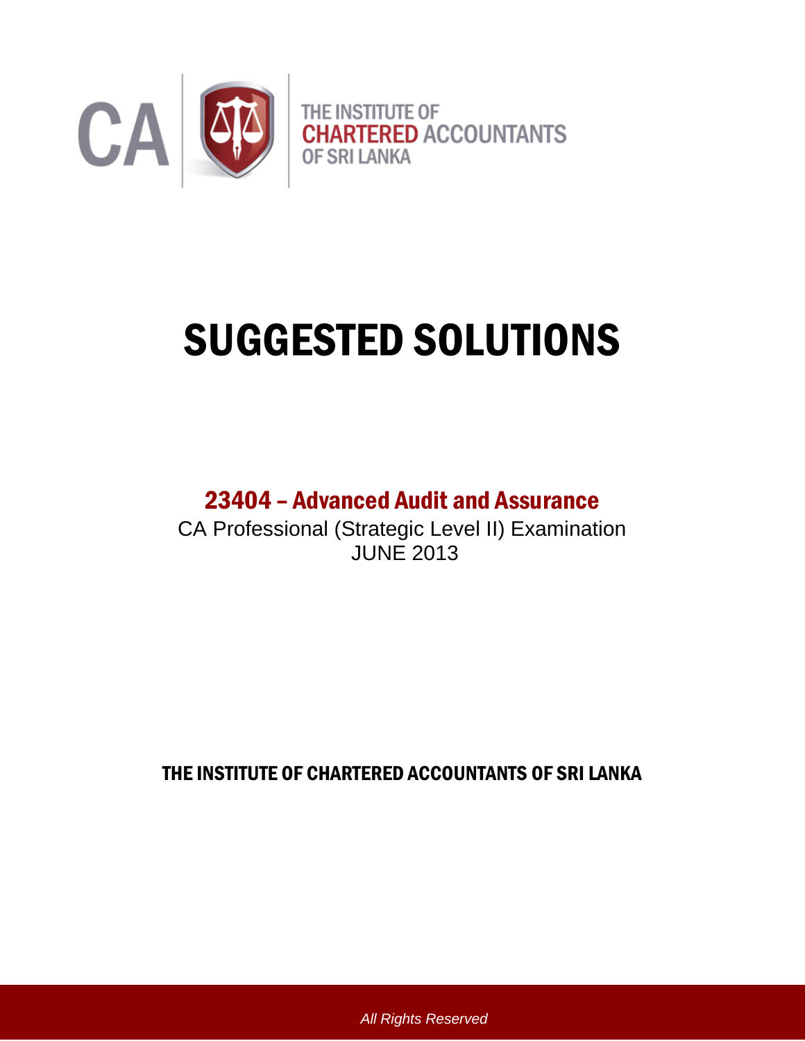CA | THE INSTITUTE OF CHARTERED ACCOUNTANTS OF SRI LANKA

# SUGGESTED SOLUTIONS

## 23404 – Advanced Audit and Assurance

CA Professional (Strategic Level II) Examination
JUNE 2013

**THE INSTITUTE OF CHARTERED ACCOUNTANTS OF SRI LANKA**

*All Rights Reserved*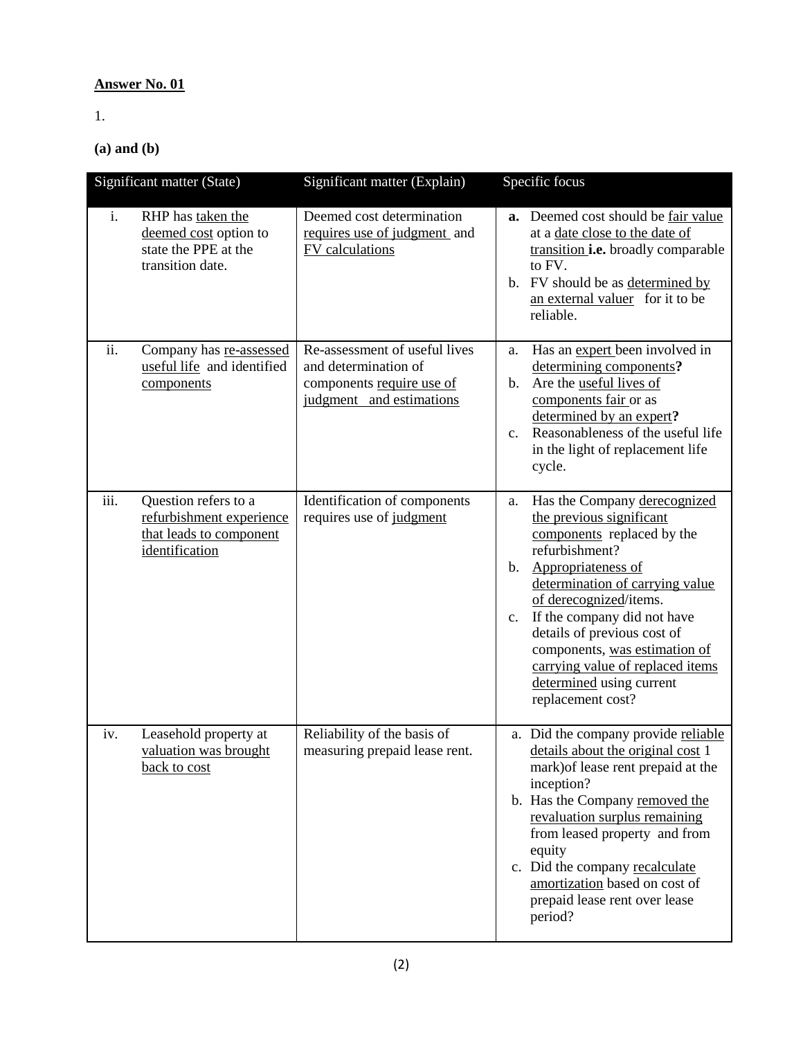**Answer No. 01**

1.

**(a) and (b)**

| Significant matter (State) | Significant matter (Explain) | Specific focus |
|---|---|---|
| i. RHP has taken the deemed cost option to state the PPE at the transition date. | Deemed cost determination requires use of judgment and FV calculations | **a.** Deemed cost should be fair value at a date close to the date of transition **i.e.** broadly comparable to FV.<br>b. FV should be as determined by an external valuer for it to be reliable. |
| ii. Company has re-assessed useful life and identified components | Re-assessment of useful lives and determination of components require use of judgment and estimations | a. Has an expert been involved in determining components**?**<br>b. Are the useful lives of components fair or as determined by an expert**?**<br>c. Reasonableness of the useful life in the light of replacement life cycle. |
| iii. Question refers to a refurbishment experience that leads to component identification | Identification of components requires use of judgment | a. Has the Company derecognized the previous significant components replaced by the refurbishment?<br>b. Appropriateness of determination of carrying value of derecognized/items.<br>c. If the company did not have details of previous cost of components, was estimation of carrying value of replaced items determined using current replacement cost? |
| iv. Leasehold property at valuation was brought back to cost | Reliability of the basis of measuring prepaid lease rent. | a. Did the company provide reliable details about the original cost 1 mark)of lease rent prepaid at the inception?<br>b. Has the Company removed the revaluation surplus remaining from leased property and from equity<br>c. Did the company recalculate amortization based on cost of prepaid lease rent over lease period? |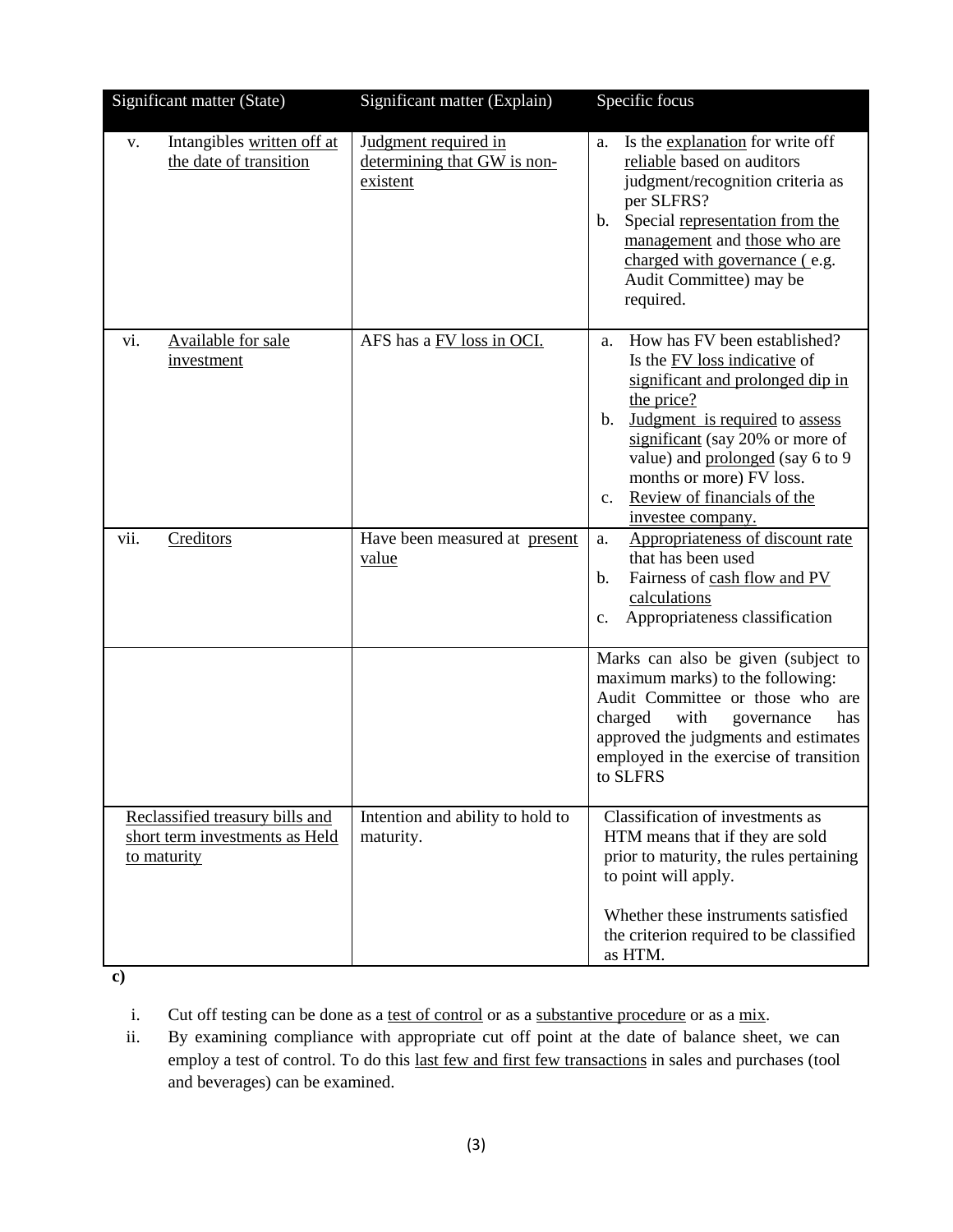| Significant matter (State) | Significant matter (Explain) | Specific focus |
|---|---|---|
| v. Intangibles written off at the date of transition | Judgment required in determining that GW is non-existent | a. Is the explanation for write off reliable based on auditors judgment/recognition criteria as per SLFRS?<br>b. Special representation from the management and those who are charged with governance ( e.g. Audit Committee) may be required. |
| vi. Available for sale investment | AFS has a FV loss in OCI. | a. How has FV been established? Is the FV loss indicative of significant and prolonged dip in the price?<br>b. Judgment is required to assess significant (say 20% or more of value) and prolonged (say 6 to 9 months or more) FV loss.<br>c. Review of financials of the investee company. |
| vii. Creditors | Have been measured at present value | a. Appropriateness of discount rate that has been used<br>b. Fairness of cash flow and PV calculations<br>c. Appropriateness classification |
| | | Marks can also be given (subject to maximum marks) to the following: Audit Committee or those who are charged with governance has approved the judgments and estimates employed in the exercise of transition to SLFRS |
| Reclassified treasury bills and short term investments as Held to maturity | Intention and ability to hold to maturity. | Classification of investments as HTM means that if they are sold prior to maturity, the rules pertaining to point will apply.<br><br>Whether these instruments satisfied the criterion required to be classified as HTM. |

**c)**

i. Cut off testing can be done as a test of control or as a substantive procedure or as a mix.

ii. By examining compliance with appropriate cut off point at the date of balance sheet, we can employ a test of control. To do this last few and first few transactions in sales and purchases (tool and beverages) can be examined.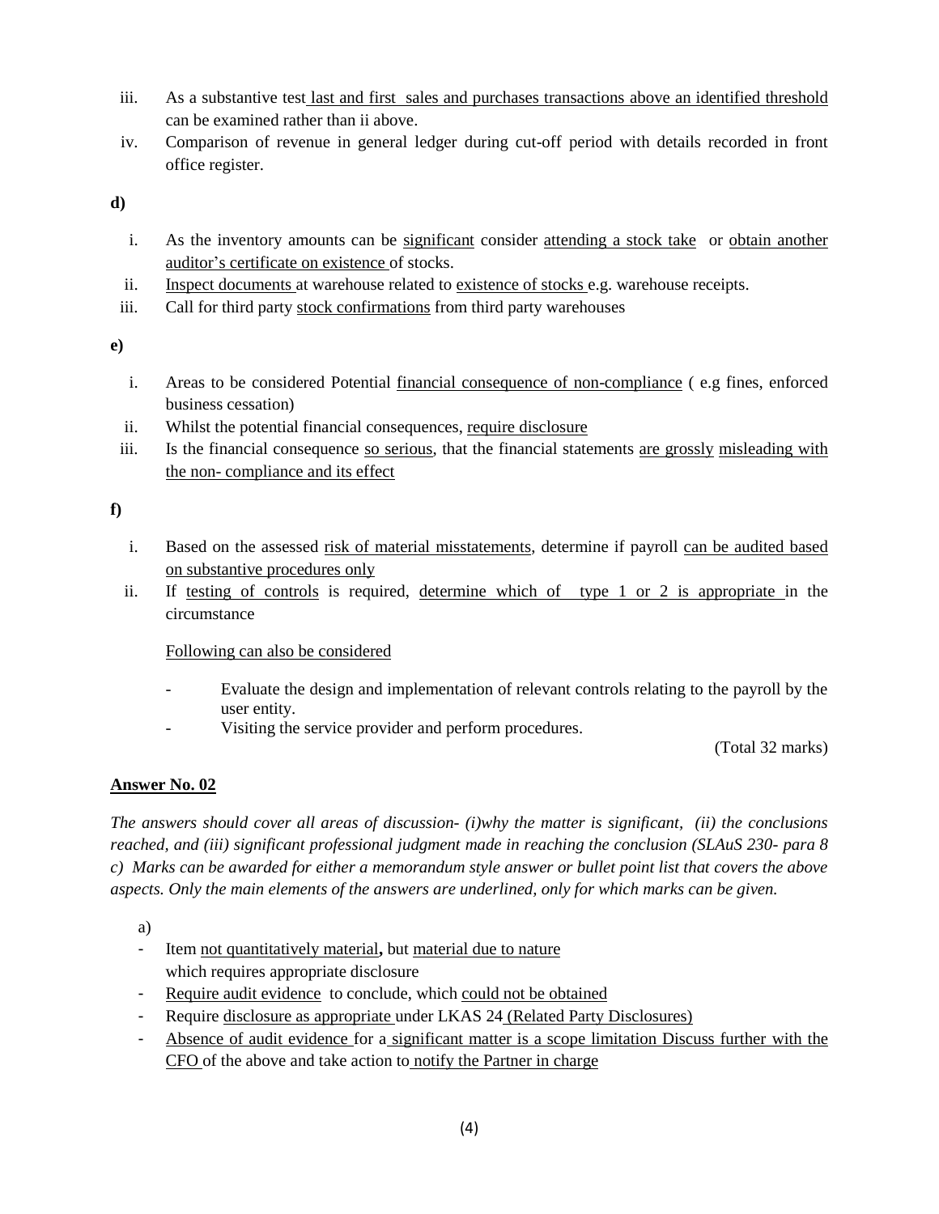iii. As a substantive test last and first sales and purchases transactions above an identified threshold can be examined rather than ii above.

iv. Comparison of revenue in general ledger during cut-off period with details recorded in front office register.

**d)**

i. As the inventory amounts can be significant consider attending a stock take or obtain another auditor's certificate on existence of stocks.

ii. Inspect documents at warehouse related to existence of stocks e.g. warehouse receipts.

iii. Call for third party stock confirmations from third party warehouses

**e)**

i. Areas to be considered Potential financial consequence of non-compliance ( e.g fines, enforced business cessation)

ii. Whilst the potential financial consequences, require disclosure

iii. Is the financial consequence so serious, that the financial statements are grossly misleading with the non- compliance and its effect

**f)**

i. Based on the assessed risk of material misstatements, determine if payroll can be audited based on substantive procedures only

ii. If testing of controls is required, determine which of type 1 or 2 is appropriate in the circumstance

Following can also be considered

- Evaluate the design and implementation of relevant controls relating to the payroll by the user entity.
- Visiting the service provider and perform procedures.

(Total 32 marks)

## Answer No. 02

*The answers should cover all areas of discussion- (i)why the matter is significant, (ii) the conclusions reached, and (iii) significant professional judgment made in reaching the conclusion (SLAuS 230- para 8 c) Marks can be awarded for either a memorandum style answer or bullet point list that covers the above aspects. Only the main elements of the answers are underlined, only for which marks can be given.*

a)

- Item not quantitatively material**,** but material due to nature which requires appropriate disclosure
- Require audit evidence to conclude, which could not be obtained
- Require disclosure as appropriate under LKAS 24 (Related Party Disclosures)
- Absence of audit evidence for a significant matter is a scope limitation Discuss further with the CFO of the above and take action to notify the Partner in charge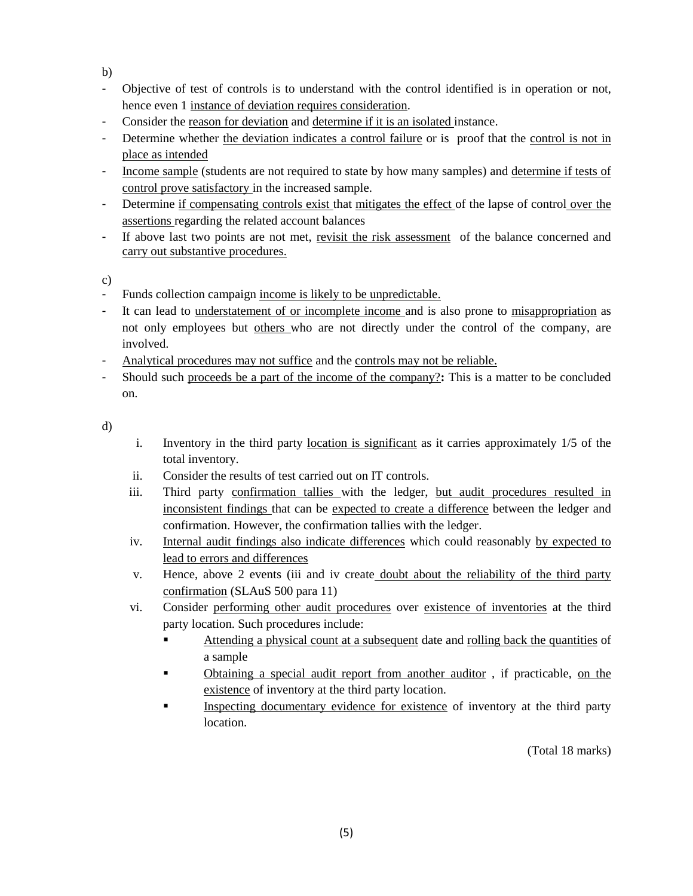b)

- Objective of test of controls is to understand with the control identified is in operation or not, hence even 1 <u>instance of deviation requires consideration</u>.
- Consider the <u>reason for deviation</u> and <u>determine if it is an isolated</u> instance.
- Determine whether <u>the deviation indicates a control failure</u> or is proof that the <u>control is not in place as intended</u>
- <u>Income sample</u> (students are not required to state by how many samples) and <u>determine if tests of control prove satisfactory</u> in the increased sample.
- Determine <u>if compensating controls exist</u> that <u>mitigates the effect</u> of the lapse of control <u>over the assertions</u> regarding the related account balances
- If above last two points are not met, <u>revisit the risk assessment</u> of the balance concerned and <u>carry out substantive procedures.</u>

c)

- Funds collection campaign <u>income is likely to be unpredictable.</u>
- It can lead to <u>understatement of or incomplete income</u> and is also prone to <u>misappropriation</u> as not only employees but <u>others</u> who are not directly under the control of the company, are involved.
- <u>Analytical procedures may not suffice</u> and the <u>controls may not be reliable.</u>
- Should such <u>proceeds be a part of the income of the company?</u>**:** This is a matter to be concluded on.

d)

i. Inventory in the third party <u>location is significant</u> as it carries approximately 1/5 of the total inventory.
ii. Consider the results of test carried out on IT controls.
iii. Third party <u>confirmation tallies</u> with the ledger, <u>but audit procedures resulted in inconsistent findings</u> that can be <u>expected to create a difference</u> between the ledger and confirmation. However, the confirmation tallies with the ledger.
iv. <u>Internal audit findings also indicate differences</u> which could reasonably <u>by expected to lead to errors and differences</u>
v. Hence, above 2 events (iii and iv create <u>doubt about the reliability of the third party confirmation</u> (SLAuS 500 para 11)
vi. Consider <u>performing other audit procedures</u> over <u>existence of inventories</u> at the third party location. Such procedures include:
    - <u>Attending a physical count at a subsequent</u> date and <u>rolling back the quantities</u> of a sample
    - <u>Obtaining a special audit report from another auditor</u> , if practicable, <u>on the existence</u> of inventory at the third party location.
    - <u>Inspecting documentary evidence for existence</u> of inventory at the third party location.

(Total 18 marks)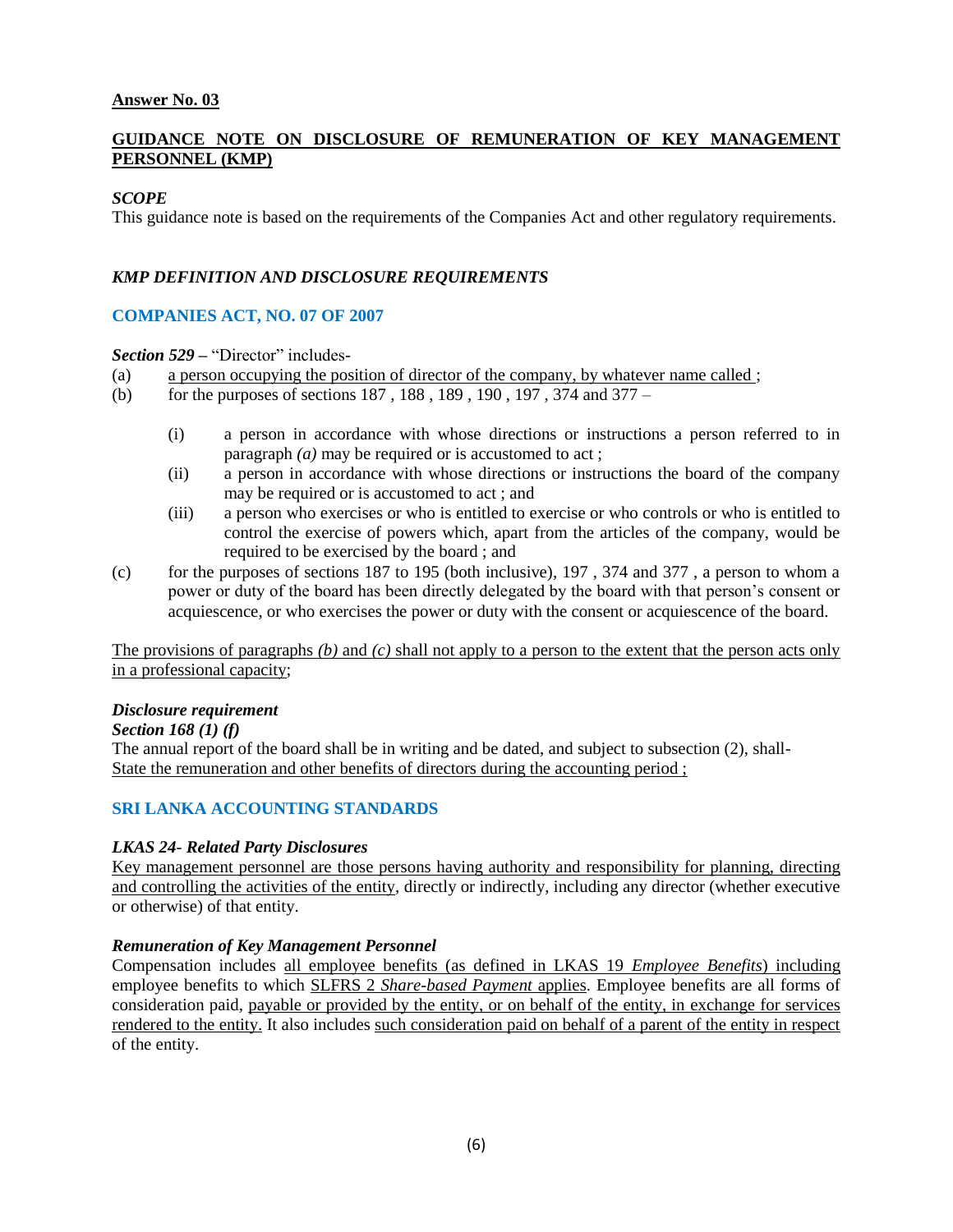**Answer No. 03**

**GUIDANCE NOTE ON DISCLOSURE OF REMUNERATION OF KEY MANAGEMENT PERSONNEL (KMP)**

***SCOPE***

This guidance note is based on the requirements of the Companies Act and other regulatory requirements.

***KMP DEFINITION AND DISCLOSURE REQUIREMENTS***

**COMPANIES ACT, NO. 07 OF 2007**

***Section 529*** **–** "Director" includes-

(a) a person occupying the position of director of the company, by whatever name called ;

(b) for the purposes of sections 187 , 188 , 189 , 190 , 197 , 374 and 377 –

   (i) a person in accordance with whose directions or instructions a person referred to in paragraph *(a)* may be required or is accustomed to act ;

   (ii) a person in accordance with whose directions or instructions the board of the company may be required or is accustomed to act ; and

   (iii) a person who exercises or who is entitled to exercise or who controls or who is entitled to control the exercise of powers which, apart from the articles of the company, would be required to be exercised by the board ; and

(c) for the purposes of sections 187 to 195 (both inclusive), 197 , 374 and 377 , a person to whom a power or duty of the board has been directly delegated by the board with that person's consent or acquiescence, or who exercises the power or duty with the consent or acquiescence of the board.

The provisions of paragraphs *(b)* and *(c)* shall not apply to a person to the extent that the person acts only in a professional capacity;

***Disclosure requirement***

***Section 168 (1) (f)***

The annual report of the board shall be in writing and be dated, and subject to subsection (2), shall-

State the remuneration and other benefits of directors during the accounting period ;

**SRI LANKA ACCOUNTING STANDARDS**

***LKAS 24- Related Party Disclosures***

Key management personnel are those persons having authority and responsibility for planning, directing and controlling the activities of the entity, directly or indirectly, including any director (whether executive or otherwise) of that entity.

***Remuneration of Key Management Personnel***

Compensation includes all employee benefits (as defined in LKAS 19 *Employee Benefits*) including employee benefits to which SLFRS 2 *Share-based Payment* applies. Employee benefits are all forms of consideration paid, payable or provided by the entity, or on behalf of the entity, in exchange for services rendered to the entity. It also includes such consideration paid on behalf of a parent of the entity in respect of the entity.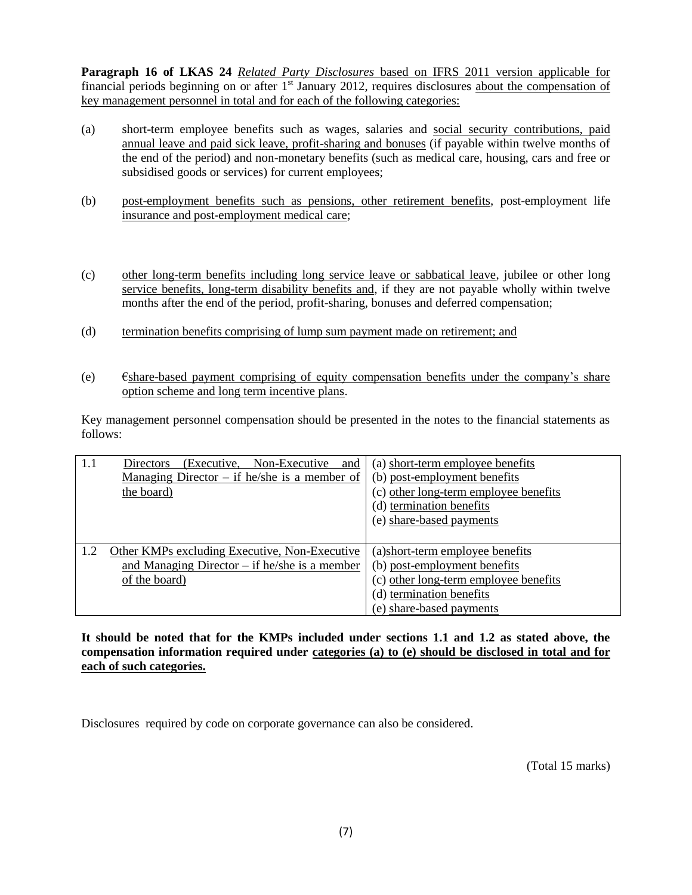**Paragraph 16 of LKAS 24** *Related Party Disclosures* based on IFRS 2011 version applicable for financial periods beginning on or after 1st January 2012, requires disclosures about the compensation of key management personnel in total and for each of the following categories:

(a) short-term employee benefits such as wages, salaries and social security contributions, paid annual leave and paid sick leave, profit-sharing and bonuses (if payable within twelve months of the end of the period) and non-monetary benefits (such as medical care, housing, cars and free or subsidised goods or services) for current employees;

(b) post-employment benefits such as pensions, other retirement benefits, post-employment life insurance and post-employment medical care;

(c) other long-term benefits including long service leave or sabbatical leave, jubilee or other long service benefits, long-term disability benefits and, if they are not payable wholly within twelve months after the end of the period, profit-sharing, bonuses and deferred compensation;

(d) termination benefits comprising of lump sum payment made on retirement; and

(e) €share-based payment comprising of equity compensation benefits under the company's share option scheme and long term incentive plans.

Key management personnel compensation should be presented in the notes to the financial statements as follows:

| | |
|---|---|
| 1.1 Directors (Executive, Non-Executive and Managing Director – if he/she is a member of the board) | (a) short-term employee benefits<br>(b) post-employment benefits<br>(c) other long-term employee benefits<br>(d) termination benefits<br>(e) share-based payments |
| 1.2 Other KMPs excluding Executive, Non-Executive and Managing Director – if he/she is a member of the board) | (a)short-term employee benefits<br>(b) post-employment benefits<br>(c) other long-term employee benefits<br>(d) termination benefits<br>(e) share-based payments |

**It should be noted that for the KMPs included under sections 1.1 and 1.2 as stated above, the compensation information required under categories (a) to (e) should be disclosed in total and for each of such categories.**

Disclosures required by code on corporate governance can also be considered.

(Total 15 marks)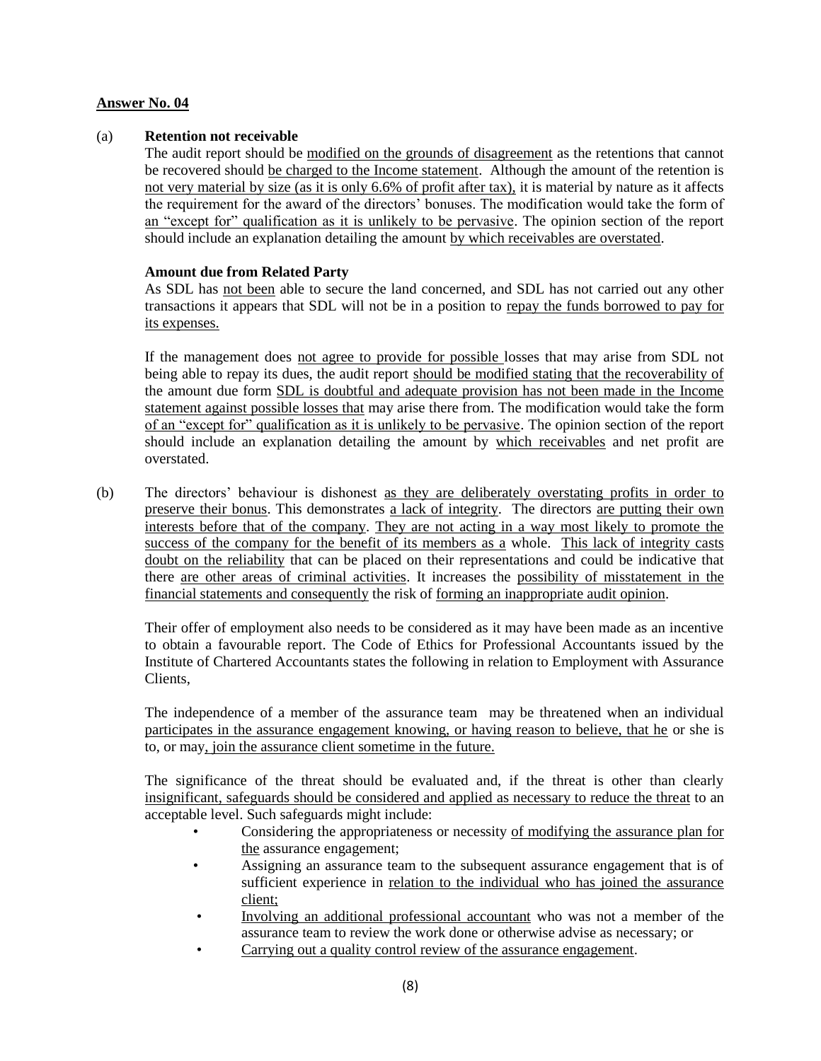**Answer No. 04**

(a) **Retention not receivable**

The audit report should be modified on the grounds of disagreement as the retentions that cannot be recovered should be charged to the Income statement. Although the amount of the retention is not very material by size (as it is only 6.6% of profit after tax), it is material by nature as it affects the requirement for the award of the directors' bonuses. The modification would take the form of an "except for" qualification as it is unlikely to be pervasive. The opinion section of the report should include an explanation detailing the amount by which receivables are overstated.

**Amount due from Related Party**

As SDL has not been able to secure the land concerned, and SDL has not carried out any other transactions it appears that SDL will not be in a position to repay the funds borrowed to pay for its expenses.

If the management does not agree to provide for possible losses that may arise from SDL not being able to repay its dues, the audit report should be modified stating that the recoverability of the amount due form SDL is doubtful and adequate provision has not been made in the Income statement against possible losses that may arise there from. The modification would take the form of an "except for" qualification as it is unlikely to be pervasive. The opinion section of the report should include an explanation detailing the amount by which receivables and net profit are overstated.

(b) The directors' behaviour is dishonest as they are deliberately overstating profits in order to preserve their bonus. This demonstrates a lack of integrity. The directors are putting their own interests before that of the company. They are not acting in a way most likely to promote the success of the company for the benefit of its members as a whole. This lack of integrity casts doubt on the reliability that can be placed on their representations and could be indicative that there are other areas of criminal activities. It increases the possibility of misstatement in the financial statements and consequently the risk of forming an inappropriate audit opinion.

Their offer of employment also needs to be considered as it may have been made as an incentive to obtain a favourable report. The Code of Ethics for Professional Accountants issued by the Institute of Chartered Accountants states the following in relation to Employment with Assurance Clients,

The independence of a member of the assurance team may be threatened when an individual participates in the assurance engagement knowing, or having reason to believe, that he or she is to, or may, join the assurance client sometime in the future.

The significance of the threat should be evaluated and, if the threat is other than clearly insignificant, safeguards should be considered and applied as necessary to reduce the threat to an acceptable level. Such safeguards might include:

- Considering the appropriateness or necessity of modifying the assurance plan for the assurance engagement;
- Assigning an assurance team to the subsequent assurance engagement that is of sufficient experience in relation to the individual who has joined the assurance client;
- Involving an additional professional accountant who was not a member of the assurance team to review the work done or otherwise advise as necessary; or
- Carrying out a quality control review of the assurance engagement.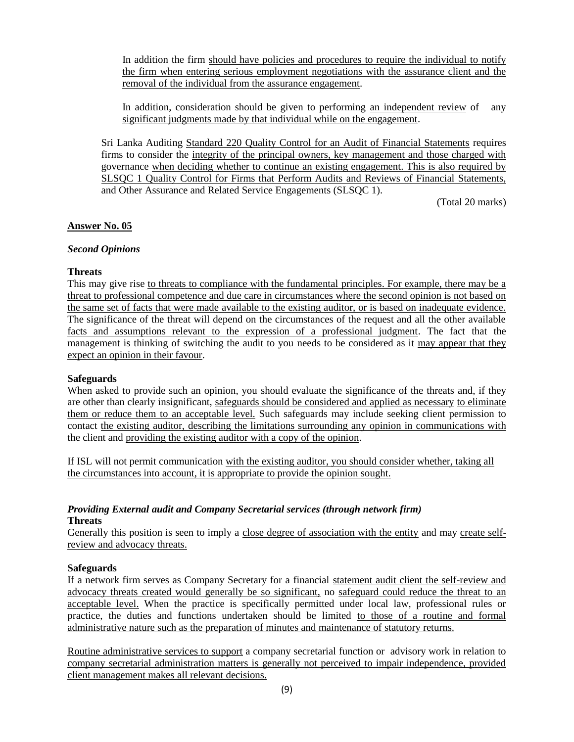In addition the firm should have policies and procedures to require the individual to notify the firm when entering serious employment negotiations with the assurance client and the removal of the individual from the assurance engagement.

In addition, consideration should be given to performing an independent review of any significant judgments made by that individual while on the engagement.

Sri Lanka Auditing Standard 220 Quality Control for an Audit of Financial Statements requires firms to consider the integrity of the principal owners, key management and those charged with governance when deciding whether to continue an existing engagement. This is also required by SLSQC 1 Quality Control for Firms that Perform Audits and Reviews of Financial Statements, and Other Assurance and Related Service Engagements (SLSQC 1).

(Total 20 marks)

## Answer No. 05

### *Second Opinions*

**Threats**

This may give rise to threats to compliance with the fundamental principles. For example, there may be a threat to professional competence and due care in circumstances where the second opinion is not based on the same set of facts that were made available to the existing auditor, or is based on inadequate evidence. The significance of the threat will depend on the circumstances of the request and all the other available facts and assumptions relevant to the expression of a professional judgment. The fact that the management is thinking of switching the audit to you needs to be considered as it may appear that they expect an opinion in their favour.

**Safeguards**

When asked to provide such an opinion, you should evaluate the significance of the threats and, if they are other than clearly insignificant, safeguards should be considered and applied as necessary to eliminate them or reduce them to an acceptable level. Such safeguards may include seeking client permission to contact the existing auditor, describing the limitations surrounding any opinion in communications with the client and providing the existing auditor with a copy of the opinion.

If ISL will not permit communication with the existing auditor, you should consider whether, taking all the circumstances into account, it is appropriate to provide the opinion sought.

### *Providing External audit and Company Secretarial services (through network firm)*

**Threats**

Generally this position is seen to imply a close degree of association with the entity and may create self-review and advocacy threats.

**Safeguards**

If a network firm serves as Company Secretary for a financial statement audit client the self-review and advocacy threats created would generally be so significant, no safeguard could reduce the threat to an acceptable level. When the practice is specifically permitted under local law, professional rules or practice, the duties and functions undertaken should be limited to those of a routine and formal administrative nature such as the preparation of minutes and maintenance of statutory returns.

Routine administrative services to support a company secretarial function or advisory work in relation to company secretarial administration matters is generally not perceived to impair independence, provided client management makes all relevant decisions.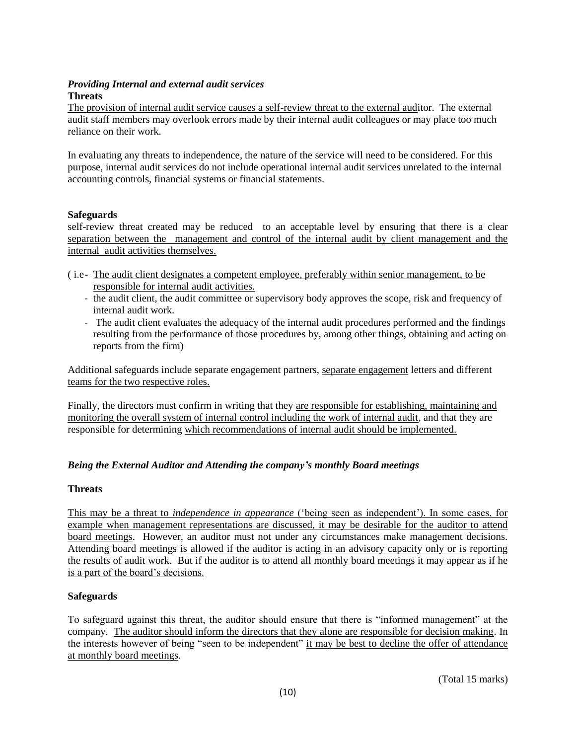***Providing Internal and external audit services***

**Threats**

The provision of internal audit service causes a self-review threat to the external auditor. The external audit staff members may overlook errors made by their internal audit colleagues or may place too much reliance on their work.

In evaluating any threats to independence, the nature of the service will need to be considered. For this purpose, internal audit services do not include operational internal audit services unrelated to the internal accounting controls, financial systems or financial statements.

**Safeguards**

self-review threat created may be reduced to an acceptable level by ensuring that there is a clear separation between the management and control of the internal audit by client management and the internal audit activities themselves.

( i.e- The audit client designates a competent employee, preferably within senior management, to be responsible for internal audit activities.

- the audit client, the audit committee or supervisory body approves the scope, risk and frequency of internal audit work.
- The audit client evaluates the adequacy of the internal audit procedures performed and the findings resulting from the performance of those procedures by, among other things, obtaining and acting on reports from the firm)

Additional safeguards include separate engagement partners, separate engagement letters and different teams for the two respective roles.

Finally, the directors must confirm in writing that they are responsible for establishing, maintaining and monitoring the overall system of internal control including the work of internal audit, and that they are responsible for determining which recommendations of internal audit should be implemented.

***Being the External Auditor and Attending the company's monthly Board meetings***

**Threats**

This may be a threat to *independence in appearance* ('being seen as independent'). In some cases, for example when management representations are discussed, it may be desirable for the auditor to attend board meetings. However, an auditor must not under any circumstances make management decisions. Attending board meetings is allowed if the auditor is acting in an advisory capacity only or is reporting the results of audit work. But if the auditor is to attend all monthly board meetings it may appear as if he is a part of the board's decisions.

**Safeguards**

To safeguard against this threat, the auditor should ensure that there is "informed management" at the company. The auditor should inform the directors that they alone are responsible for decision making. In the interests however of being "seen to be independent" it may be best to decline the offer of attendance at monthly board meetings.

(Total 15 marks)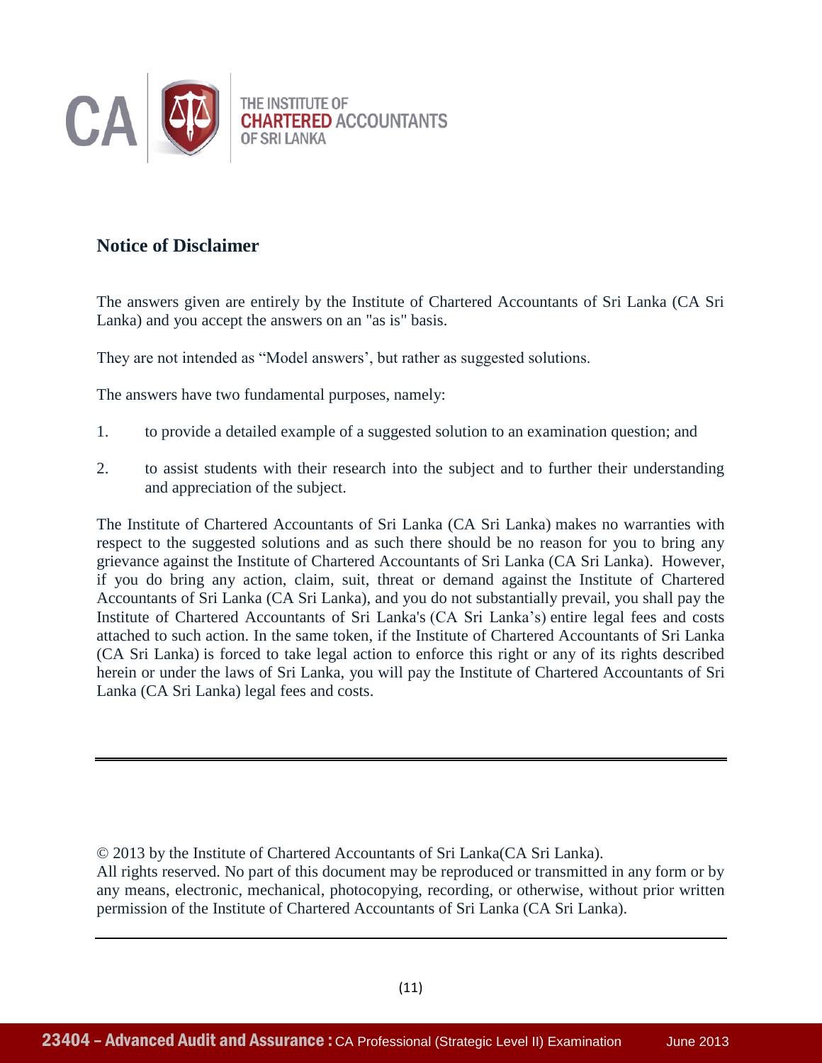THE INSTITUTE OF CHARTERED ACCOUNTANTS OF SRI LANKA

## Notice of Disclaimer

The answers given are entirely by the Institute of Chartered Accountants of Sri Lanka (CA Sri Lanka) and you accept the answers on an "as is" basis.

They are not intended as "Model answers', but rather as suggested solutions.

The answers have two fundamental purposes, namely:

1. to provide a detailed example of a suggested solution to an examination question; and
2. to assist students with their research into the subject and to further their understanding and appreciation of the subject.

The Institute of Chartered Accountants of Sri Lanka (CA Sri Lanka) makes no warranties with respect to the suggested solutions and as such there should be no reason for you to bring any grievance against the Institute of Chartered Accountants of Sri Lanka (CA Sri Lanka). However, if you do bring any action, claim, suit, threat or demand against the Institute of Chartered Accountants of Sri Lanka (CA Sri Lanka), and you do not substantially prevail, you shall pay the Institute of Chartered Accountants of Sri Lanka's (CA Sri Lanka's) entire legal fees and costs attached to such action. In the same token, if the Institute of Chartered Accountants of Sri Lanka (CA Sri Lanka) is forced to take legal action to enforce this right or any of its rights described herein or under the laws of Sri Lanka, you will pay the Institute of Chartered Accountants of Sri Lanka (CA Sri Lanka) legal fees and costs.

---

© 2013 by the Institute of Chartered Accountants of Sri Lanka(CA Sri Lanka).
All rights reserved. No part of this document may be reproduced or transmitted in any form or by any means, electronic, mechanical, photocopying, recording, or otherwise, without prior written permission of the Institute of Chartered Accountants of Sri Lanka (CA Sri Lanka).